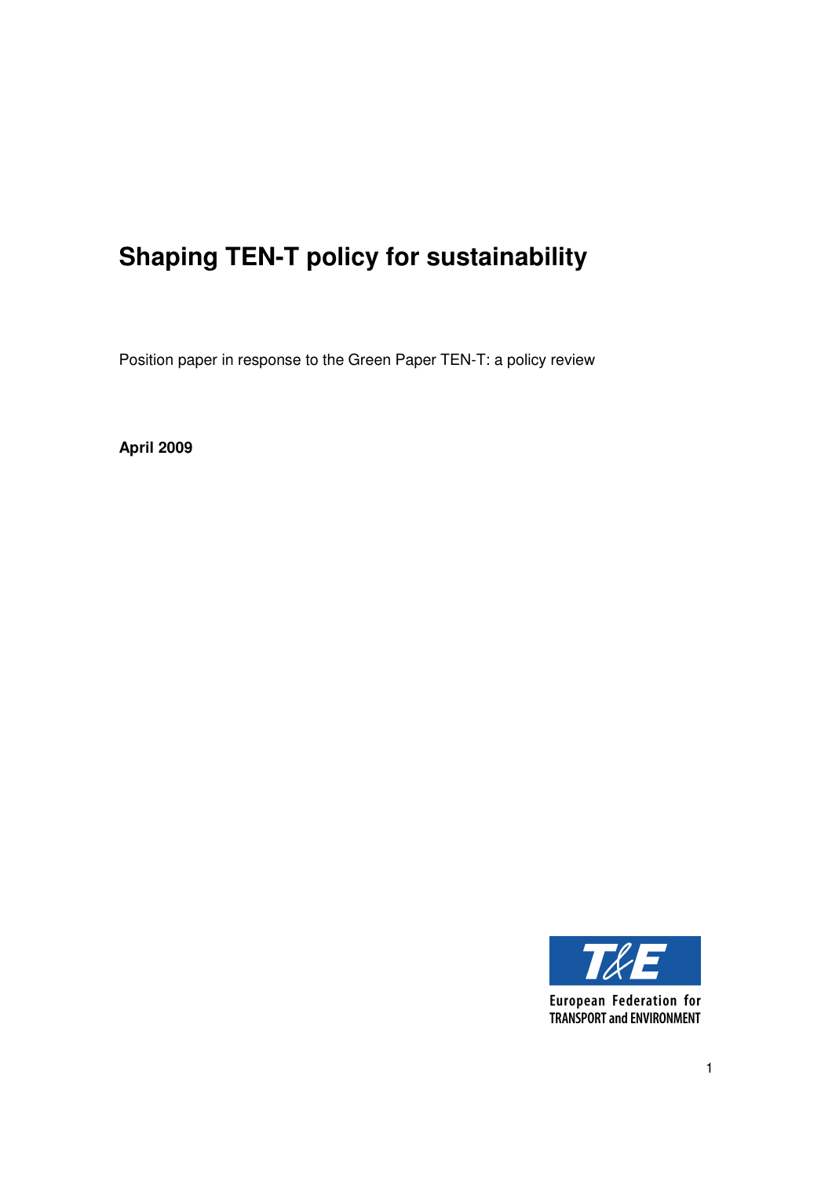# Shaping TEN-T policy for sustainability

Position paper in response to the Green Paper TEN-T: a policy review

**April 2009**

European Federation for TRANSPORT and ENVIRONMENT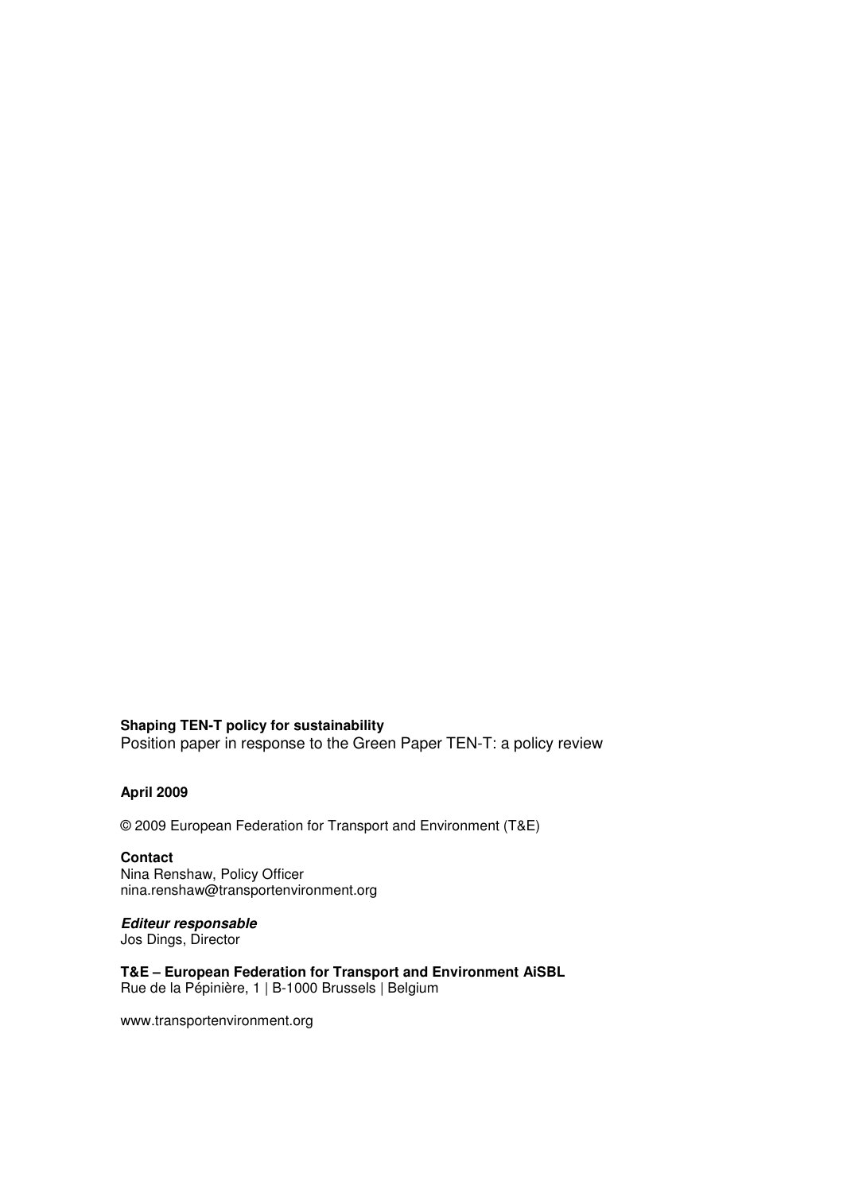**Shaping TEN-T policy for sustainability**
Position paper in response to the Green Paper TEN-T: a policy review

**April 2009**

© 2009 European Federation for Transport and Environment (T&E)

**Contact**
Nina Renshaw, Policy Officer
nina.renshaw@transportenvironment.org

***Editeur responsable***
Jos Dings, Director

**T&E – European Federation for Transport and Environment AiSBL**
Rue de la Pépinière, 1 | B-1000 Brussels | Belgium

www.transportenvironment.org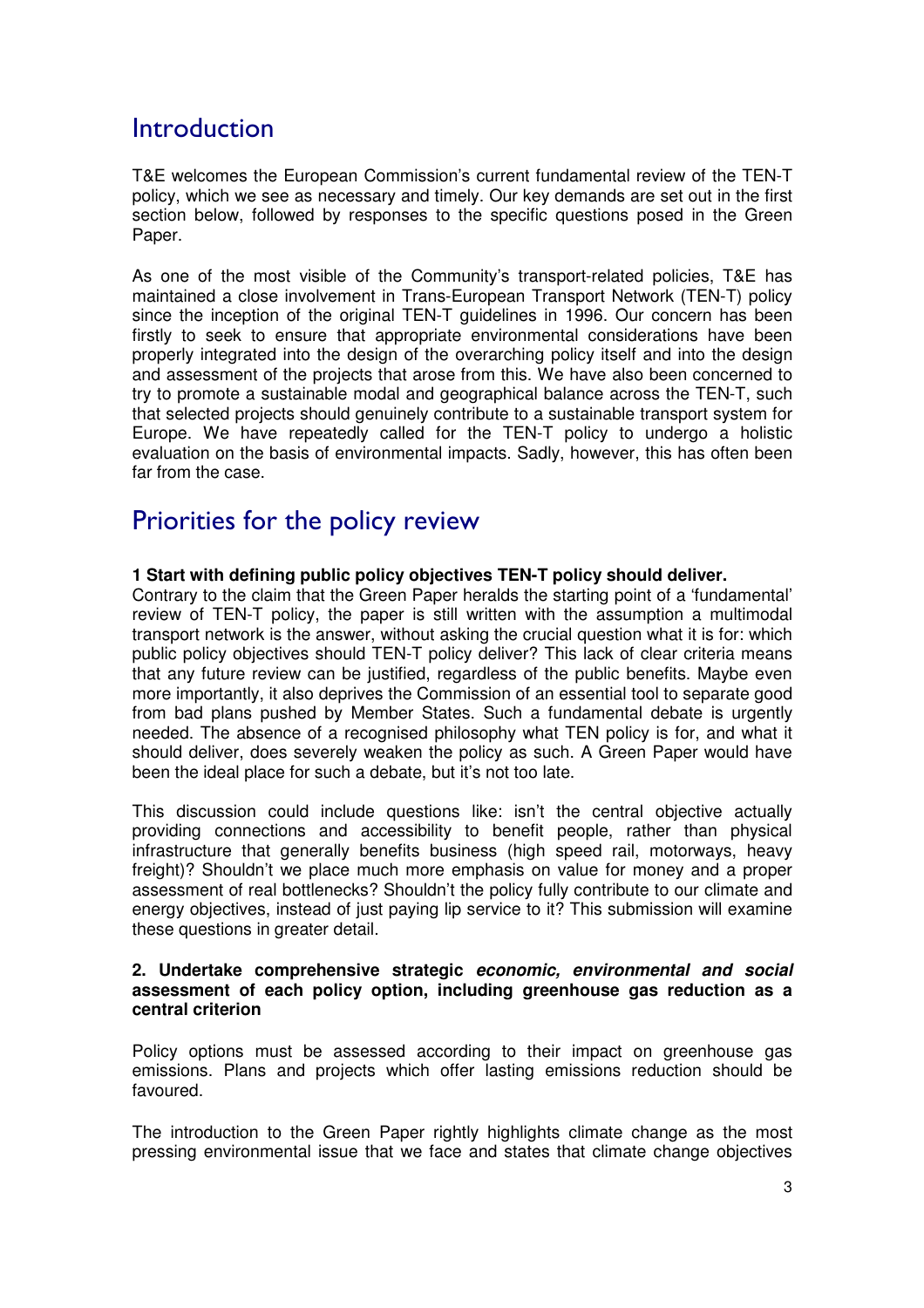# Introduction

T&E welcomes the European Commission's current fundamental review of the TEN-T policy, which we see as necessary and timely. Our key demands are set out in the first section below, followed by responses to the specific questions posed in the Green Paper.

As one of the most visible of the Community's transport-related policies, T&E has maintained a close involvement in Trans-European Transport Network (TEN-T) policy since the inception of the original TEN-T guidelines in 1996. Our concern has been firstly to seek to ensure that appropriate environmental considerations have been properly integrated into the design of the overarching policy itself and into the design and assessment of the projects that arose from this. We have also been concerned to try to promote a sustainable modal and geographical balance across the TEN-T, such that selected projects should genuinely contribute to a sustainable transport system for Europe. We have repeatedly called for the TEN-T policy to undergo a holistic evaluation on the basis of environmental impacts. Sadly, however, this has often been far from the case.

# Priorities for the policy review

**1 Start with defining public policy objectives TEN-T policy should deliver.**

Contrary to the claim that the Green Paper heralds the starting point of a 'fundamental' review of TEN-T policy, the paper is still written with the assumption a multimodal transport network is the answer, without asking the crucial question what it is for: which public policy objectives should TEN-T policy deliver? This lack of clear criteria means that any future review can be justified, regardless of the public benefits. Maybe even more importantly, it also deprives the Commission of an essential tool to separate good from bad plans pushed by Member States. Such a fundamental debate is urgently needed. The absence of a recognised philosophy what TEN policy is for, and what it should deliver, does severely weaken the policy as such. A Green Paper would have been the ideal place for such a debate, but it's not too late.

This discussion could include questions like: isn't the central objective actually providing connections and accessibility to benefit people, rather than physical infrastructure that generally benefits business (high speed rail, motorways, heavy freight)? Shouldn't we place much more emphasis on value for money and a proper assessment of real bottlenecks? Shouldn't the policy fully contribute to our climate and energy objectives, instead of just paying lip service to it? This submission will examine these questions in greater detail.

**2. Undertake comprehensive strategic *economic, environmental and social* assessment of each policy option, including greenhouse gas reduction as a central criterion**

Policy options must be assessed according to their impact on greenhouse gas emissions. Plans and projects which offer lasting emissions reduction should be favoured.

The introduction to the Green Paper rightly highlights climate change as the most pressing environmental issue that we face and states that climate change objectives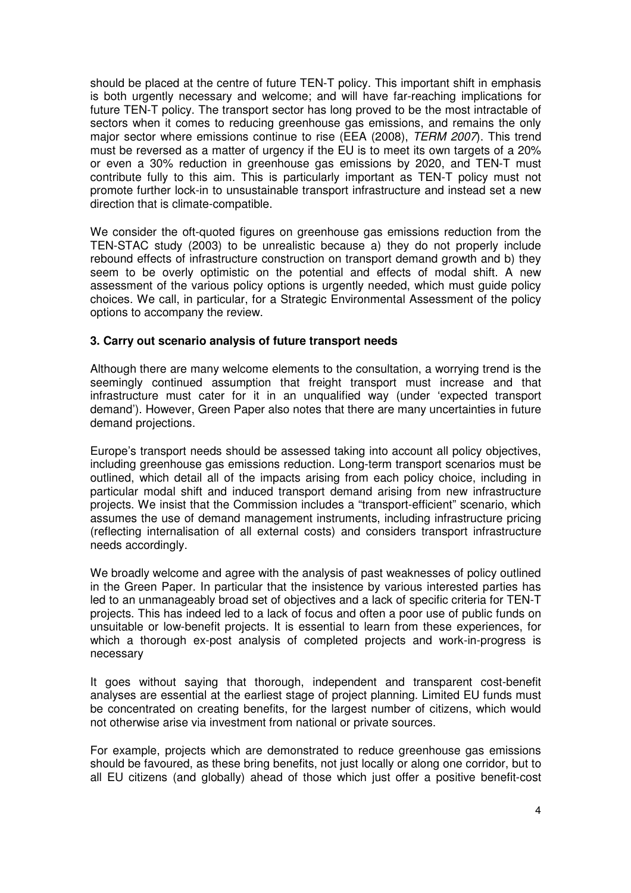should be placed at the centre of future TEN-T policy. This important shift in emphasis is both urgently necessary and welcome; and will have far-reaching implications for future TEN-T policy. The transport sector has long proved to be the most intractable of sectors when it comes to reducing greenhouse gas emissions, and remains the only major sector where emissions continue to rise (EEA (2008), *TERM 2007*). This trend must be reversed as a matter of urgency if the EU is to meet its own targets of a 20% or even a 30% reduction in greenhouse gas emissions by 2020, and TEN-T must contribute fully to this aim. This is particularly important as TEN-T policy must not promote further lock-in to unsustainable transport infrastructure and instead set a new direction that is climate-compatible.

We consider the oft-quoted figures on greenhouse gas emissions reduction from the TEN-STAC study (2003) to be unrealistic because a) they do not properly include rebound effects of infrastructure construction on transport demand growth and b) they seem to be overly optimistic on the potential and effects of modal shift. A new assessment of the various policy options is urgently needed, which must guide policy choices. We call, in particular, for a Strategic Environmental Assessment of the policy options to accompany the review.

### 3. Carry out scenario analysis of future transport needs

Although there are many welcome elements to the consultation, a worrying trend is the seemingly continued assumption that freight transport must increase and that infrastructure must cater for it in an unqualified way (under 'expected transport demand'). However, Green Paper also notes that there are many uncertainties in future demand projections.

Europe's transport needs should be assessed taking into account all policy objectives, including greenhouse gas emissions reduction. Long-term transport scenarios must be outlined, which detail all of the impacts arising from each policy choice, including in particular modal shift and induced transport demand arising from new infrastructure projects. We insist that the Commission includes a "transport-efficient" scenario, which assumes the use of demand management instruments, including infrastructure pricing (reflecting internalisation of all external costs) and considers transport infrastructure needs accordingly.

We broadly welcome and agree with the analysis of past weaknesses of policy outlined in the Green Paper. In particular that the insistence by various interested parties has led to an unmanageably broad set of objectives and a lack of specific criteria for TEN-T projects. This has indeed led to a lack of focus and often a poor use of public funds on unsuitable or low-benefit projects. It is essential to learn from these experiences, for which a thorough ex-post analysis of completed projects and work-in-progress is necessary

It goes without saying that thorough, independent and transparent cost-benefit analyses are essential at the earliest stage of project planning. Limited EU funds must be concentrated on creating benefits, for the largest number of citizens, which would not otherwise arise via investment from national or private sources.

For example, projects which are demonstrated to reduce greenhouse gas emissions should be favoured, as these bring benefits, not just locally or along one corridor, but to all EU citizens (and globally) ahead of those which just offer a positive benefit-cost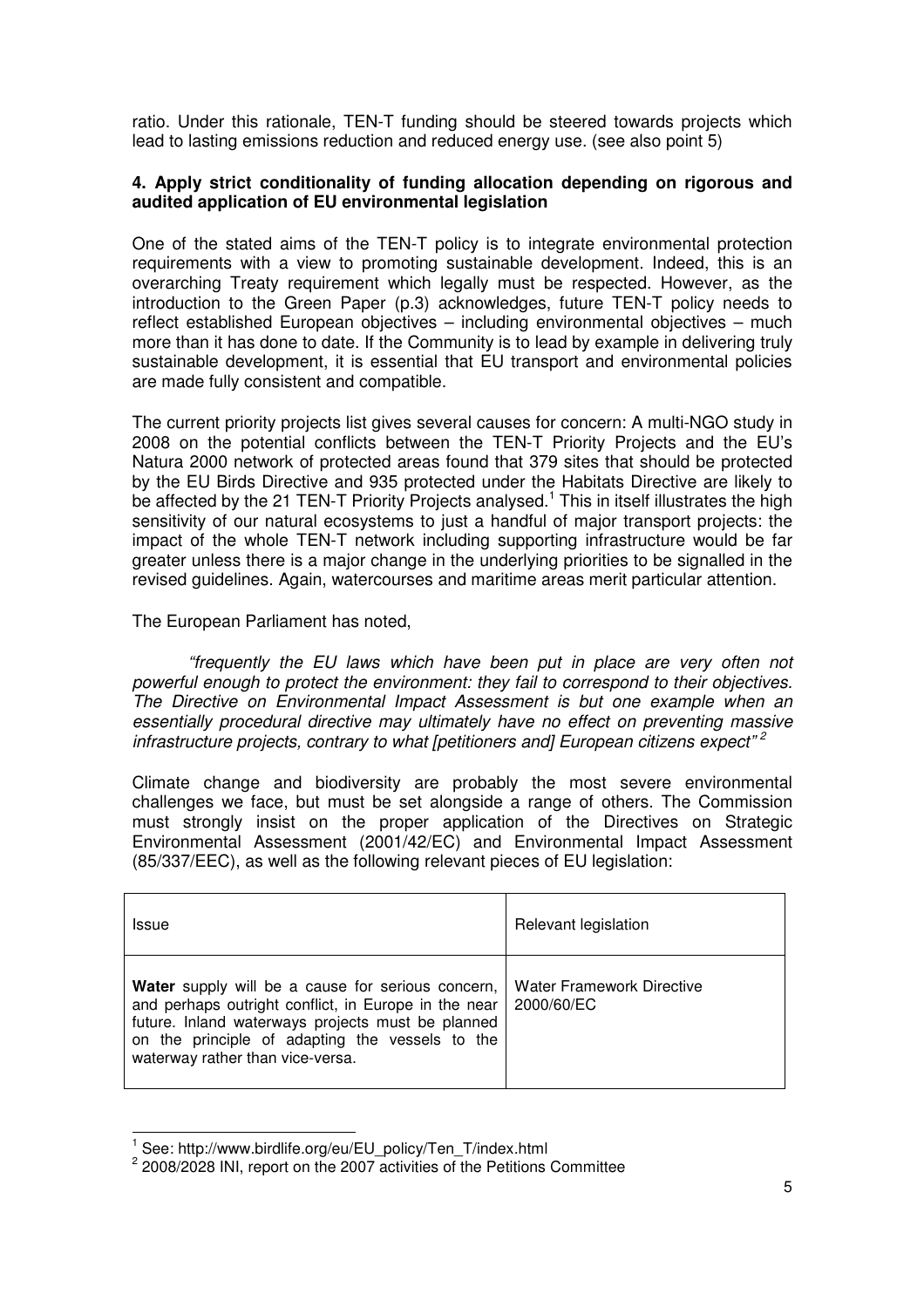ratio. Under this rationale, TEN-T funding should be steered towards projects which lead to lasting emissions reduction and reduced energy use. (see also point 5)

### 4. Apply strict conditionality of funding allocation depending on rigorous and audited application of EU environmental legislation

One of the stated aims of the TEN-T policy is to integrate environmental protection requirements with a view to promoting sustainable development. Indeed, this is an overarching Treaty requirement which legally must be respected. However, as the introduction to the Green Paper (p.3) acknowledges, future TEN-T policy needs to reflect established European objectives – including environmental objectives – much more than it has done to date. If the Community is to lead by example in delivering truly sustainable development, it is essential that EU transport and environmental policies are made fully consistent and compatible.

The current priority projects list gives several causes for concern: A multi-NGO study in 2008 on the potential conflicts between the TEN-T Priority Projects and the EU's Natura 2000 network of protected areas found that 379 sites that should be protected by the EU Birds Directive and 935 protected under the Habitats Directive are likely to be affected by the 21 TEN-T Priority Projects analysed.[1] This in itself illustrates the high sensitivity of our natural ecosystems to just a handful of major transport projects: the impact of the whole TEN-T network including supporting infrastructure would be far greater unless there is a major change in the underlying priorities to be signalled in the revised guidelines. Again, watercourses and maritime areas merit particular attention.

The European Parliament has noted,

> *"frequently the EU laws which have been put in place are very often not powerful enough to protect the environment: they fail to correspond to their objectives. The Directive on Environmental Impact Assessment is but one example when an essentially procedural directive may ultimately have no effect on preventing massive infrastructure projects, contrary to what [petitioners and] European citizens expect"*[2]

Climate change and biodiversity are probably the most severe environmental challenges we face, but must be set alongside a range of others. The Commission must strongly insist on the proper application of the Directives on Strategic Environmental Assessment (2001/42/EC) and Environmental Impact Assessment (85/337/EEC), as well as the following relevant pieces of EU legislation:

| Issue | Relevant legislation |
|---|---|
| **Water** supply will be a cause for serious concern, and perhaps outright conflict, in Europe in the near future. Inland waterways projects must be planned on the principle of adapting the vessels to the waterway rather than vice-versa. | Water Framework Directive 2000/60/EC |

[1] See: http://www.birdlife.org/eu/EU_policy/Ten_T/index.html

[2] 2008/2028 INI, report on the 2007 activities of the Petitions Committee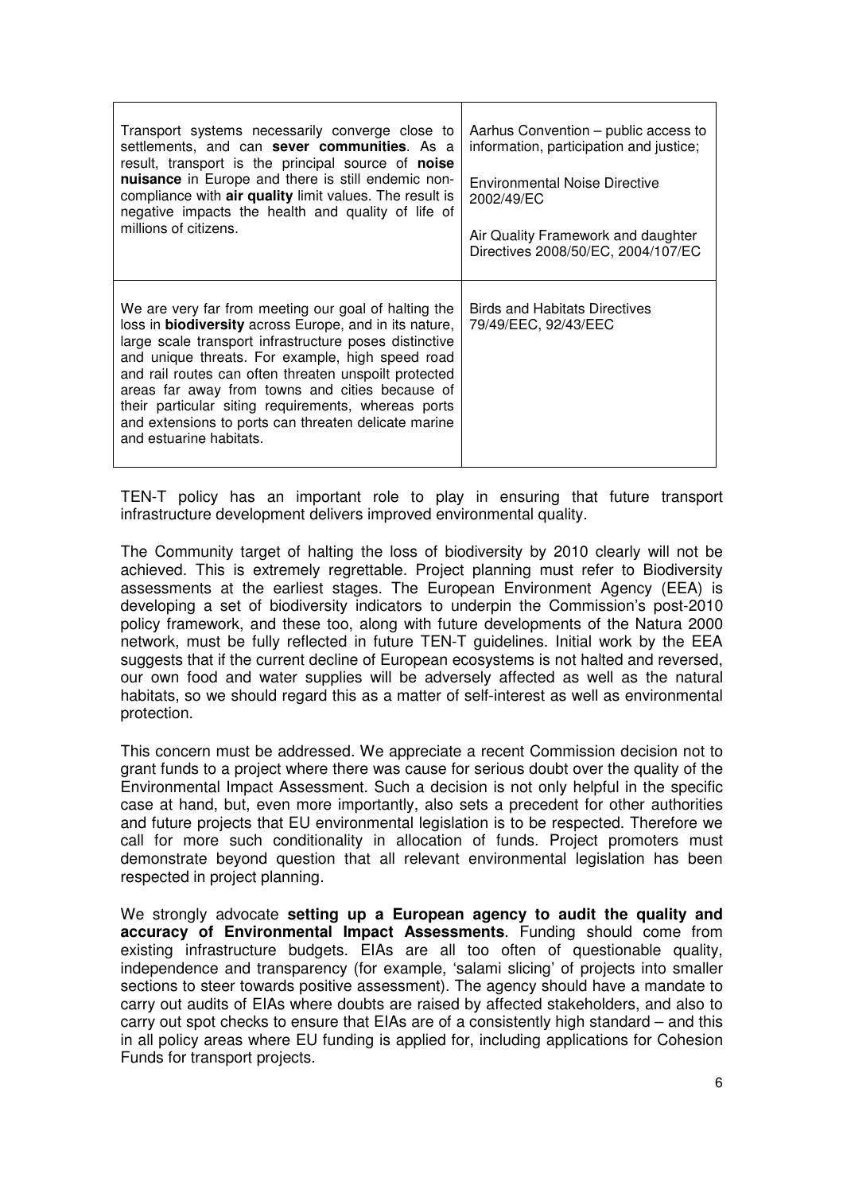| | |
|---|---|
| Transport systems necessarily converge close to settlements, and can **sever communities**. As a result, transport is the principal source of **noise nuisance** in Europe and there is still endemic non-compliance with **air quality** limit values. The result is negative impacts the health and quality of life of millions of citizens. | Aarhus Convention – public access to information, participation and justice;<br><br>Environmental Noise Directive 2002/49/EC<br><br>Air Quality Framework and daughter Directives 2008/50/EC, 2004/107/EC |
| We are very far from meeting our goal of halting the loss in **biodiversity** across Europe, and in its nature, large scale transport infrastructure poses distinctive and unique threats. For example, high speed road and rail routes can often threaten unspoilt protected areas far away from towns and cities because of their particular siting requirements, whereas ports and extensions to ports can threaten delicate marine and estuarine habitats. | Birds and Habitats Directives 79/49/EEC, 92/43/EEC |

TEN-T policy has an important role to play in ensuring that future transport infrastructure development delivers improved environmental quality.

The Community target of halting the loss of biodiversity by 2010 clearly will not be achieved. This is extremely regrettable. Project planning must refer to Biodiversity assessments at the earliest stages. The European Environment Agency (EEA) is developing a set of biodiversity indicators to underpin the Commission's post-2010 policy framework, and these too, along with future developments of the Natura 2000 network, must be fully reflected in future TEN-T guidelines. Initial work by the EEA suggests that if the current decline of European ecosystems is not halted and reversed, our own food and water supplies will be adversely affected as well as the natural habitats, so we should regard this as a matter of self-interest as well as environmental protection.

This concern must be addressed. We appreciate a recent Commission decision not to grant funds to a project where there was cause for serious doubt over the quality of the Environmental Impact Assessment. Such a decision is not only helpful in the specific case at hand, but, even more importantly, also sets a precedent for other authorities and future projects that EU environmental legislation is to be respected. Therefore we call for more such conditionality in allocation of funds. Project promoters must demonstrate beyond question that all relevant environmental legislation has been respected in project planning.

We strongly advocate **setting up a European agency to audit the quality and accuracy of Environmental Impact Assessments**. Funding should come from existing infrastructure budgets. EIAs are all too often of questionable quality, independence and transparency (for example, 'salami slicing' of projects into smaller sections to steer towards positive assessment). The agency should have a mandate to carry out audits of EIAs where doubts are raised by affected stakeholders, and also to carry out spot checks to ensure that EIAs are of a consistently high standard – and this in all policy areas where EU funding is applied for, including applications for Cohesion Funds for transport projects.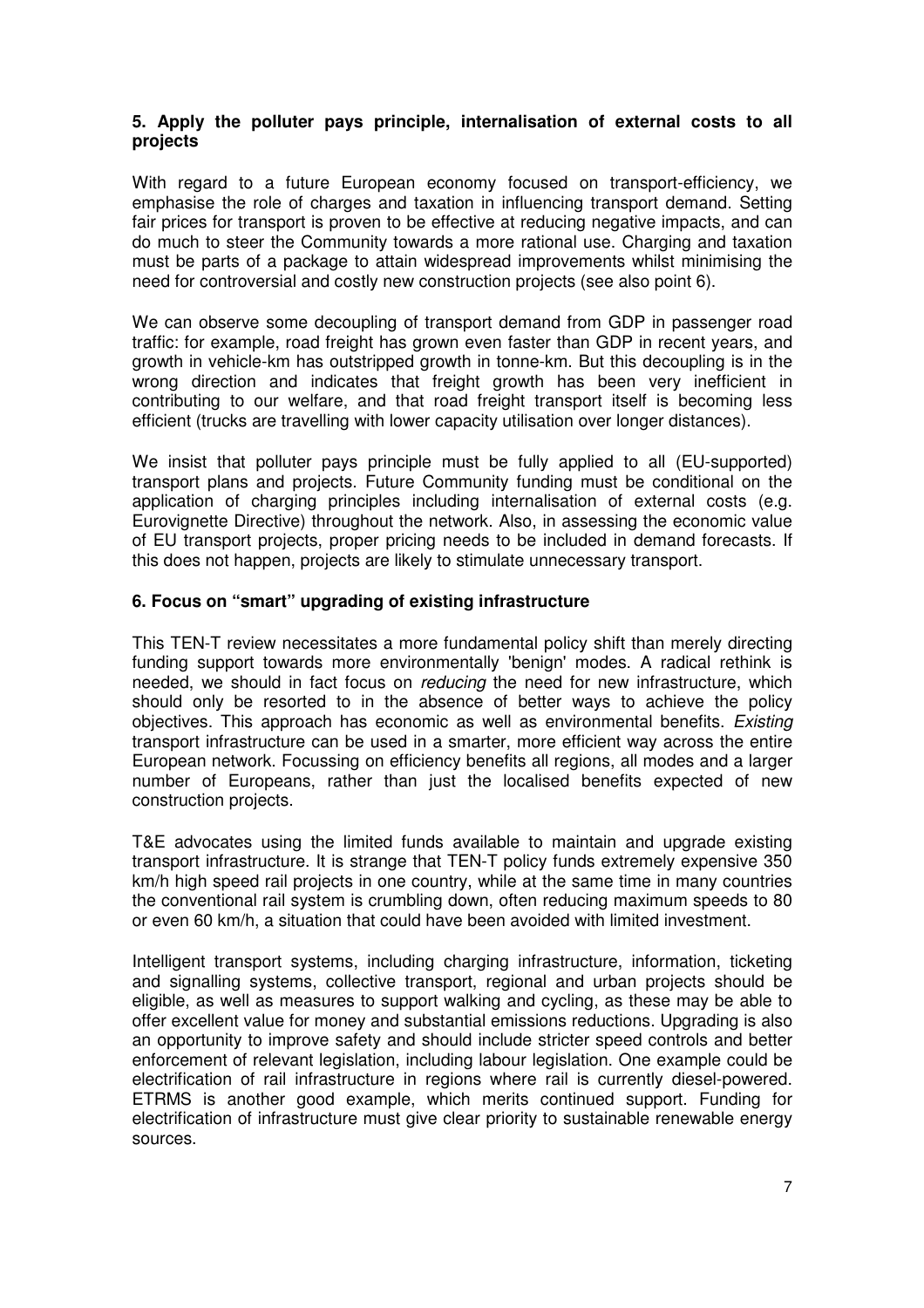### 5. Apply the polluter pays principle, internalisation of external costs to all projects

With regard to a future European economy focused on transport-efficiency, we emphasise the role of charges and taxation in influencing transport demand. Setting fair prices for transport is proven to be effective at reducing negative impacts, and can do much to steer the Community towards a more rational use. Charging and taxation must be parts of a package to attain widespread improvements whilst minimising the need for controversial and costly new construction projects (see also point 6).

We can observe some decoupling of transport demand from GDP in passenger road traffic: for example, road freight has grown even faster than GDP in recent years, and growth in vehicle-km has outstripped growth in tonne-km. But this decoupling is in the wrong direction and indicates that freight growth has been very inefficient in contributing to our welfare, and that road freight transport itself is becoming less efficient (trucks are travelling with lower capacity utilisation over longer distances).

We insist that polluter pays principle must be fully applied to all (EU-supported) transport plans and projects. Future Community funding must be conditional on the application of charging principles including internalisation of external costs (e.g. Eurovignette Directive) throughout the network. Also, in assessing the economic value of EU transport projects, proper pricing needs to be included in demand forecasts. If this does not happen, projects are likely to stimulate unnecessary transport.

### 6. Focus on "smart" upgrading of existing infrastructure

This TEN-T review necessitates a more fundamental policy shift than merely directing funding support towards more environmentally 'benign' modes. A radical rethink is needed, we should in fact focus on *reducing* the need for new infrastructure, which should only be resorted to in the absence of better ways to achieve the policy objectives. This approach has economic as well as environmental benefits. *Existing* transport infrastructure can be used in a smarter, more efficient way across the entire European network. Focussing on efficiency benefits all regions, all modes and a larger number of Europeans, rather than just the localised benefits expected of new construction projects.

T&E advocates using the limited funds available to maintain and upgrade existing transport infrastructure. It is strange that TEN-T policy funds extremely expensive 350 km/h high speed rail projects in one country, while at the same time in many countries the conventional rail system is crumbling down, often reducing maximum speeds to 80 or even 60 km/h, a situation that could have been avoided with limited investment.

Intelligent transport systems, including charging infrastructure, information, ticketing and signalling systems, collective transport, regional and urban projects should be eligible, as well as measures to support walking and cycling, as these may be able to offer excellent value for money and substantial emissions reductions. Upgrading is also an opportunity to improve safety and should include stricter speed controls and better enforcement of relevant legislation, including labour legislation. One example could be electrification of rail infrastructure in regions where rail is currently diesel-powered. ETRMS is another good example, which merits continued support. Funding for electrification of infrastructure must give clear priority to sustainable renewable energy sources.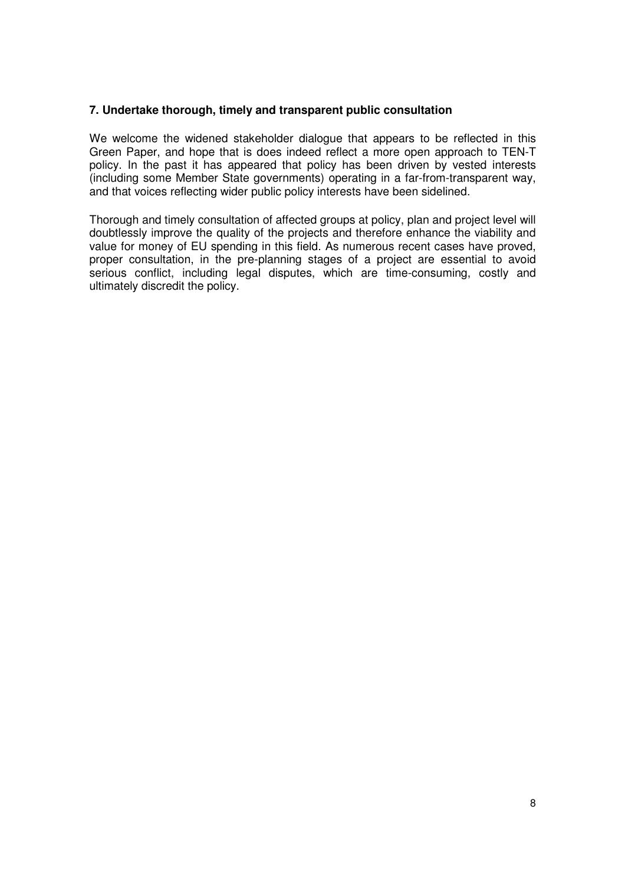### 7. Undertake thorough, timely and transparent public consultation

We welcome the widened stakeholder dialogue that appears to be reflected in this Green Paper, and hope that is does indeed reflect a more open approach to TEN-T policy. In the past it has appeared that policy has been driven by vested interests (including some Member State governments) operating in a far-from-transparent way, and that voices reflecting wider public policy interests have been sidelined.

Thorough and timely consultation of affected groups at policy, plan and project level will doubtlessly improve the quality of the projects and therefore enhance the viability and value for money of EU spending in this field. As numerous recent cases have proved, proper consultation, in the pre-planning stages of a project are essential to avoid serious conflict, including legal disputes, which are time-consuming, costly and ultimately discredit the policy.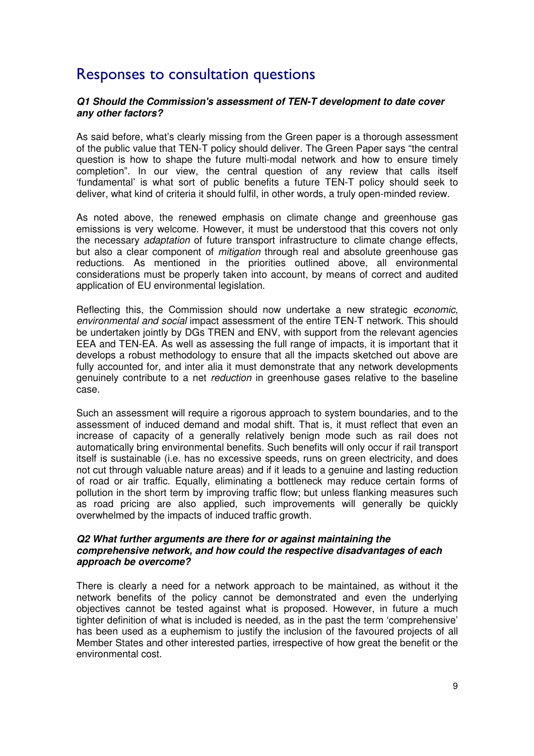# Responses to consultation questions

***Q1 Should the Commission's assessment of TEN-T development to date cover any other factors?***

As said before, what's clearly missing from the Green paper is a thorough assessment of the public value that TEN-T policy should deliver. The Green Paper says "the central question is how to shape the future multi-modal network and how to ensure timely completion". In our view, the central question of any review that calls itself 'fundamental' is what sort of public benefits a future TEN-T policy should seek to deliver, what kind of criteria it should fulfil, in other words, a truly open-minded review.

As noted above, the renewed emphasis on climate change and greenhouse gas emissions is very welcome. However, it must be understood that this covers not only the necessary *adaptation* of future transport infrastructure to climate change effects, but also a clear component of *mitigation* through real and absolute greenhouse gas reductions. As mentioned in the priorities outlined above, all environmental considerations must be properly taken into account, by means of correct and audited application of EU environmental legislation.

Reflecting this, the Commission should now undertake a new strategic *economic, environmental and social* impact assessment of the entire TEN-T network. This should be undertaken jointly by DGs TREN and ENV, with support from the relevant agencies EEA and TEN-EA. As well as assessing the full range of impacts, it is important that it develops a robust methodology to ensure that all the impacts sketched out above are fully accounted for, and inter alia it must demonstrate that any network developments genuinely contribute to a net *reduction* in greenhouse gases relative to the baseline case.

Such an assessment will require a rigorous approach to system boundaries, and to the assessment of induced demand and modal shift. That is, it must reflect that even an increase of capacity of a generally relatively benign mode such as rail does not automatically bring environmental benefits. Such benefits will only occur if rail transport itself is sustainable (i.e. has no excessive speeds, runs on green electricity, and does not cut through valuable nature areas) and if it leads to a genuine and lasting reduction of road or air traffic. Equally, eliminating a bottleneck may reduce certain forms of pollution in the short term by improving traffic flow; but unless flanking measures such as road pricing are also applied, such improvements will generally be quickly overwhelmed by the impacts of induced traffic growth.

***Q2 What further arguments are there for or against maintaining the comprehensive network, and how could the respective disadvantages of each approach be overcome?***

There is clearly a need for a network approach to be maintained, as without it the network benefits of the policy cannot be demonstrated and even the underlying objectives cannot be tested against what is proposed. However, in future a much tighter definition of what is included is needed, as in the past the term 'comprehensive' has been used as a euphemism to justify the inclusion of the favoured projects of all Member States and other interested parties, irrespective of how great the benefit or the environmental cost.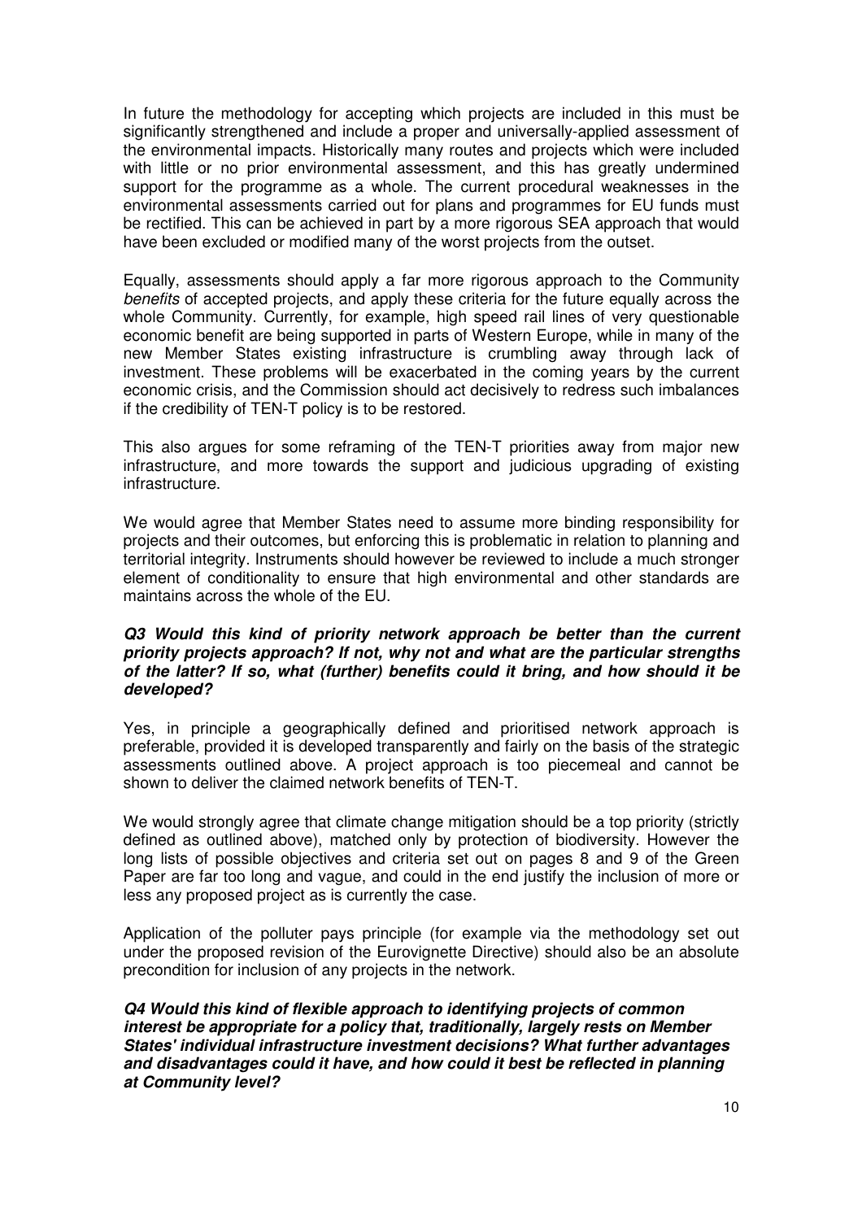In future the methodology for accepting which projects are included in this must be significantly strengthened and include a proper and universally-applied assessment of the environmental impacts. Historically many routes and projects which were included with little or no prior environmental assessment, and this has greatly undermined support for the programme as a whole. The current procedural weaknesses in the environmental assessments carried out for plans and programmes for EU funds must be rectified. This can be achieved in part by a more rigorous SEA approach that would have been excluded or modified many of the worst projects from the outset.

Equally, assessments should apply a far more rigorous approach to the Community *benefits* of accepted projects, and apply these criteria for the future equally across the whole Community. Currently, for example, high speed rail lines of very questionable economic benefit are being supported in parts of Western Europe, while in many of the new Member States existing infrastructure is crumbling away through lack of investment. These problems will be exacerbated in the coming years by the current economic crisis, and the Commission should act decisively to redress such imbalances if the credibility of TEN-T policy is to be restored.

This also argues for some reframing of the TEN-T priorities away from major new infrastructure, and more towards the support and judicious upgrading of existing infrastructure.

We would agree that Member States need to assume more binding responsibility for projects and their outcomes, but enforcing this is problematic in relation to planning and territorial integrity. Instruments should however be reviewed to include a much stronger element of conditionality to ensure that high environmental and other standards are maintains across the whole of the EU.

***Q3 Would this kind of priority network approach be better than the current priority projects approach? If not, why not and what are the particular strengths of the latter? If so, what (further) benefits could it bring, and how should it be developed?***

Yes, in principle a geographically defined and prioritised network approach is preferable, provided it is developed transparently and fairly on the basis of the strategic assessments outlined above. A project approach is too piecemeal and cannot be shown to deliver the claimed network benefits of TEN-T.

We would strongly agree that climate change mitigation should be a top priority (strictly defined as outlined above), matched only by protection of biodiversity. However the long lists of possible objectives and criteria set out on pages 8 and 9 of the Green Paper are far too long and vague, and could in the end justify the inclusion of more or less any proposed project as is currently the case.

Application of the polluter pays principle (for example via the methodology set out under the proposed revision of the Eurovignette Directive) should also be an absolute precondition for inclusion of any projects in the network.

***Q4 Would this kind of flexible approach to identifying projects of common interest be appropriate for a policy that, traditionally, largely rests on Member States' individual infrastructure investment decisions? What further advantages and disadvantages could it have, and how could it best be reflected in planning at Community level?***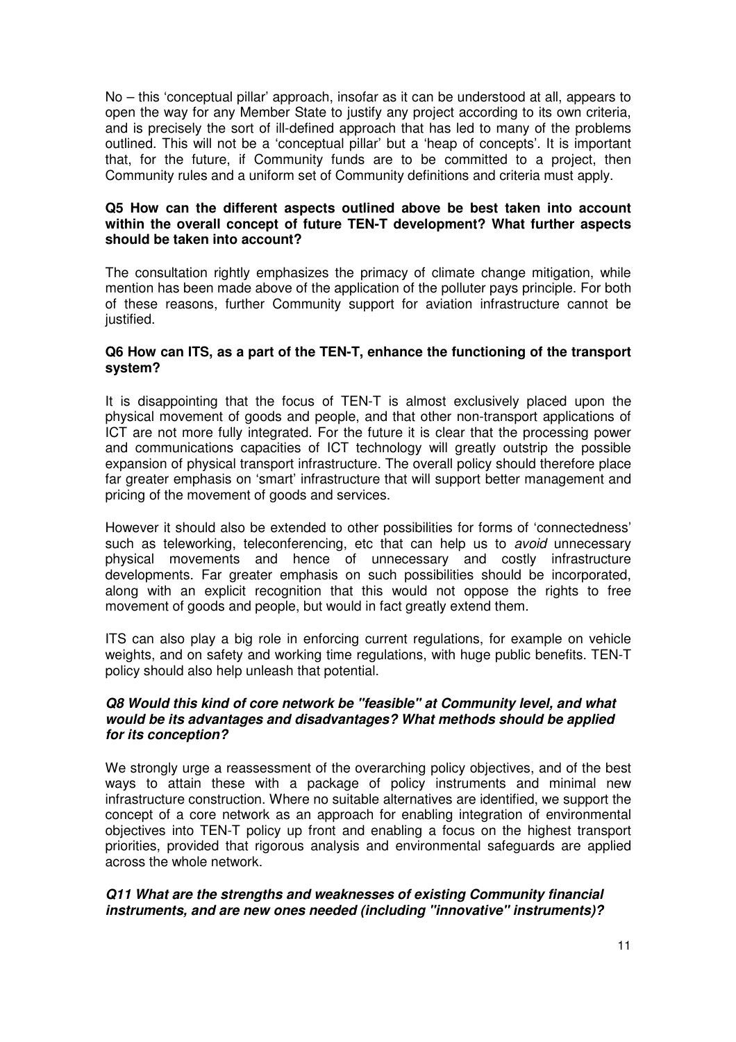No – this 'conceptual pillar' approach, insofar as it can be understood at all, appears to open the way for any Member State to justify any project according to its own criteria, and is precisely the sort of ill-defined approach that has led to many of the problems outlined. This will not be a 'conceptual pillar' but a 'heap of concepts'. It is important that, for the future, if Community funds are to be committed to a project, then Community rules and a uniform set of Community definitions and criteria must apply.

**Q5 How can the different aspects outlined above be best taken into account within the overall concept of future TEN-T development? What further aspects should be taken into account?**

The consultation rightly emphasizes the primacy of climate change mitigation, while mention has been made above of the application of the polluter pays principle. For both of these reasons, further Community support for aviation infrastructure cannot be justified.

**Q6 How can ITS, as a part of the TEN-T, enhance the functioning of the transport system?**

It is disappointing that the focus of TEN-T is almost exclusively placed upon the physical movement of goods and people, and that other non-transport applications of ICT are not more fully integrated. For the future it is clear that the processing power and communications capacities of ICT technology will greatly outstrip the possible expansion of physical transport infrastructure. The overall policy should therefore place far greater emphasis on 'smart' infrastructure that will support better management and pricing of the movement of goods and services.

However it should also be extended to other possibilities for forms of 'connectedness' such as teleworking, teleconferencing, etc that can help us to *avoid* unnecessary physical movements and hence of unnecessary and costly infrastructure developments. Far greater emphasis on such possibilities should be incorporated, along with an explicit recognition that this would not oppose the rights to free movement of goods and people, but would in fact greatly extend them.

ITS can also play a big role in enforcing current regulations, for example on vehicle weights, and on safety and working time regulations, with huge public benefits. TEN-T policy should also help unleash that potential.

***Q8 Would this kind of core network be "feasible" at Community level, and what would be its advantages and disadvantages? What methods should be applied for its conception?***

We strongly urge a reassessment of the overarching policy objectives, and of the best ways to attain these with a package of policy instruments and minimal new infrastructure construction. Where no suitable alternatives are identified, we support the concept of a core network as an approach for enabling integration of environmental objectives into TEN-T policy up front and enabling a focus on the highest transport priorities, provided that rigorous analysis and environmental safeguards are applied across the whole network.

***Q11 What are the strengths and weaknesses of existing Community financial instruments, and are new ones needed (including "innovative" instruments)?***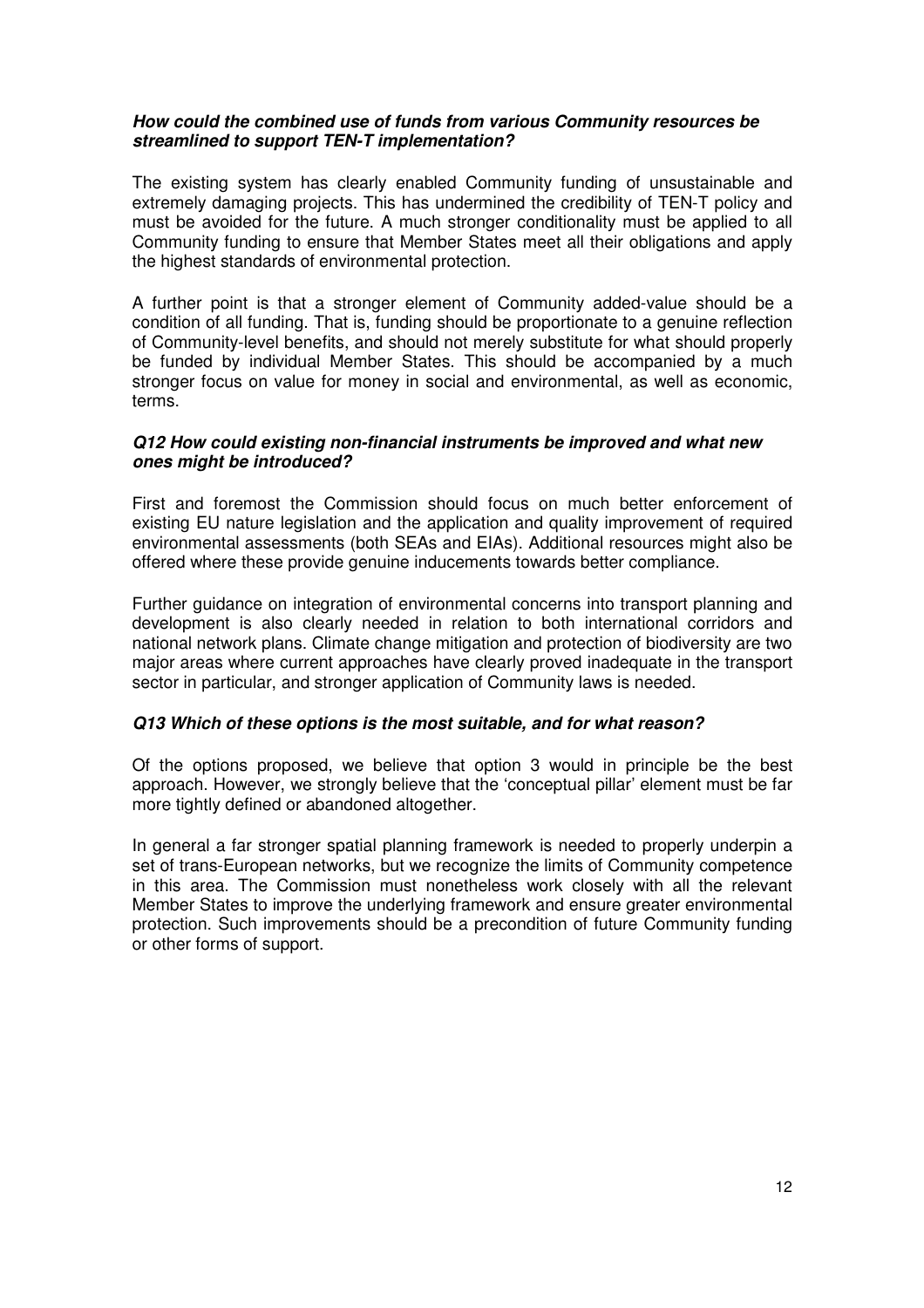***How could the combined use of funds from various Community resources be streamlined to support TEN-T implementation?***

The existing system has clearly enabled Community funding of unsustainable and extremely damaging projects. This has undermined the credibility of TEN-T policy and must be avoided for the future. A much stronger conditionality must be applied to all Community funding to ensure that Member States meet all their obligations and apply the highest standards of environmental protection.

A further point is that a stronger element of Community added-value should be a condition of all funding. That is, funding should be proportionate to a genuine reflection of Community-level benefits, and should not merely substitute for what should properly be funded by individual Member States. This should be accompanied by a much stronger focus on value for money in social and environmental, as well as economic, terms.

***Q12 How could existing non-financial instruments be improved and what new ones might be introduced?***

First and foremost the Commission should focus on much better enforcement of existing EU nature legislation and the application and quality improvement of required environmental assessments (both SEAs and EIAs). Additional resources might also be offered where these provide genuine inducements towards better compliance.

Further guidance on integration of environmental concerns into transport planning and development is also clearly needed in relation to both international corridors and national network plans. Climate change mitigation and protection of biodiversity are two major areas where current approaches have clearly proved inadequate in the transport sector in particular, and stronger application of Community laws is needed.

***Q13 Which of these options is the most suitable, and for what reason?***

Of the options proposed, we believe that option 3 would in principle be the best approach. However, we strongly believe that the 'conceptual pillar' element must be far more tightly defined or abandoned altogether.

In general a far stronger spatial planning framework is needed to properly underpin a set of trans-European networks, but we recognize the limits of Community competence in this area. The Commission must nonetheless work closely with all the relevant Member States to improve the underlying framework and ensure greater environmental protection. Such improvements should be a precondition of future Community funding or other forms of support.